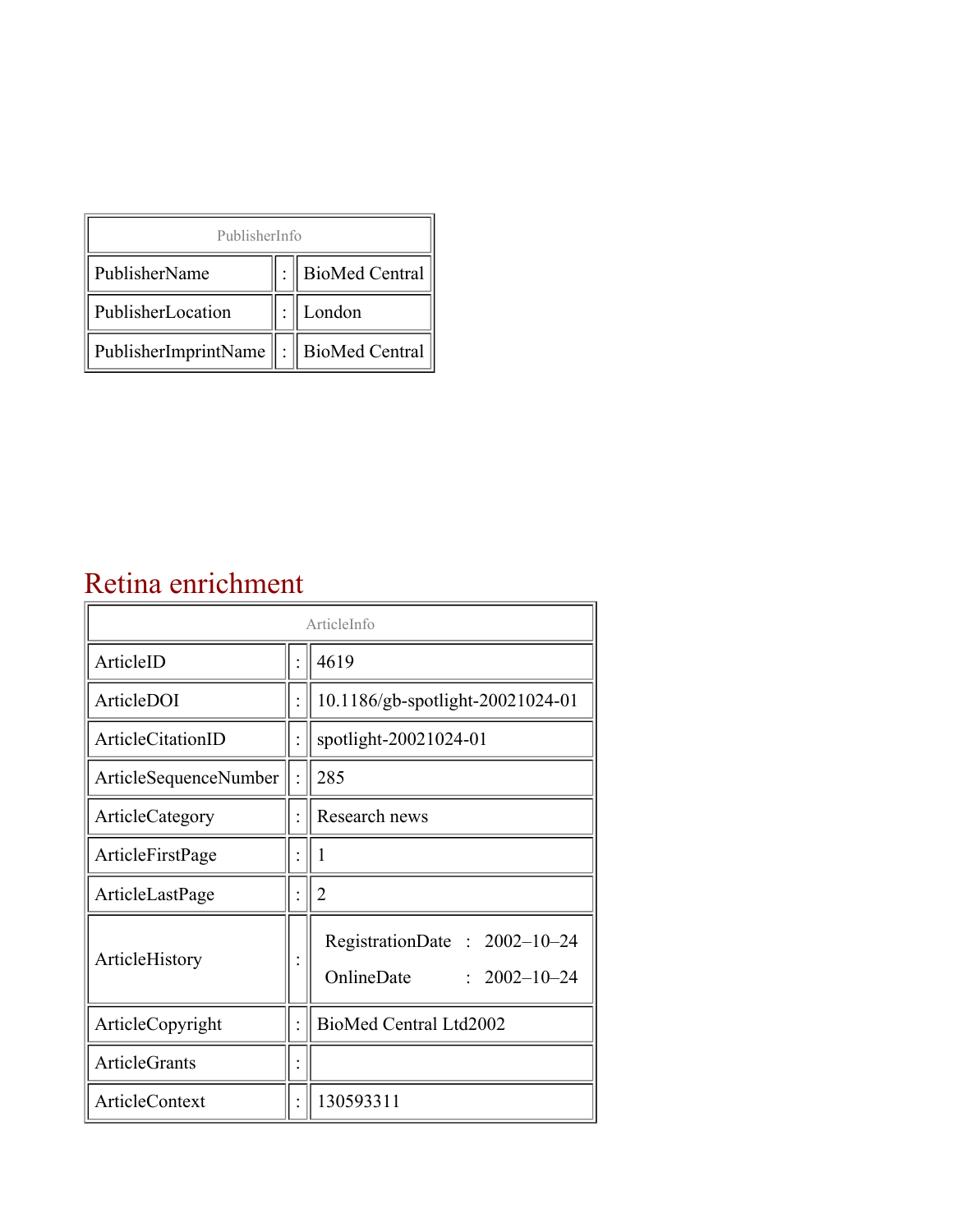| PublisherInfo | | |
|---|---|---|
| PublisherName | : | BioMed Central |
| PublisherLocation | : | London |
| PublisherImprintName | : | BioMed Central |

# Retina enrichment

| ArticleInfo | | |
|---|---|---|
| ArticleID | : | 4619 |
| ArticleDOI | : | 10.1186/gb-spotlight-20021024-01 |
| ArticleCitationID | : | spotlight-20021024-01 |
| ArticleSequenceNumber | : | 285 |
| ArticleCategory | : | Research news |
| ArticleFirstPage | : | 1 |
| ArticleLastPage | : | 2 |
| ArticleHistory | : | RegistrationDate : 2002–10–24<br>OnlineDate : 2002–10–24 |
| ArticleCopyright | : | BioMed Central Ltd2002 |
| ArticleGrants | : | |
| ArticleContext | : | 130593311 |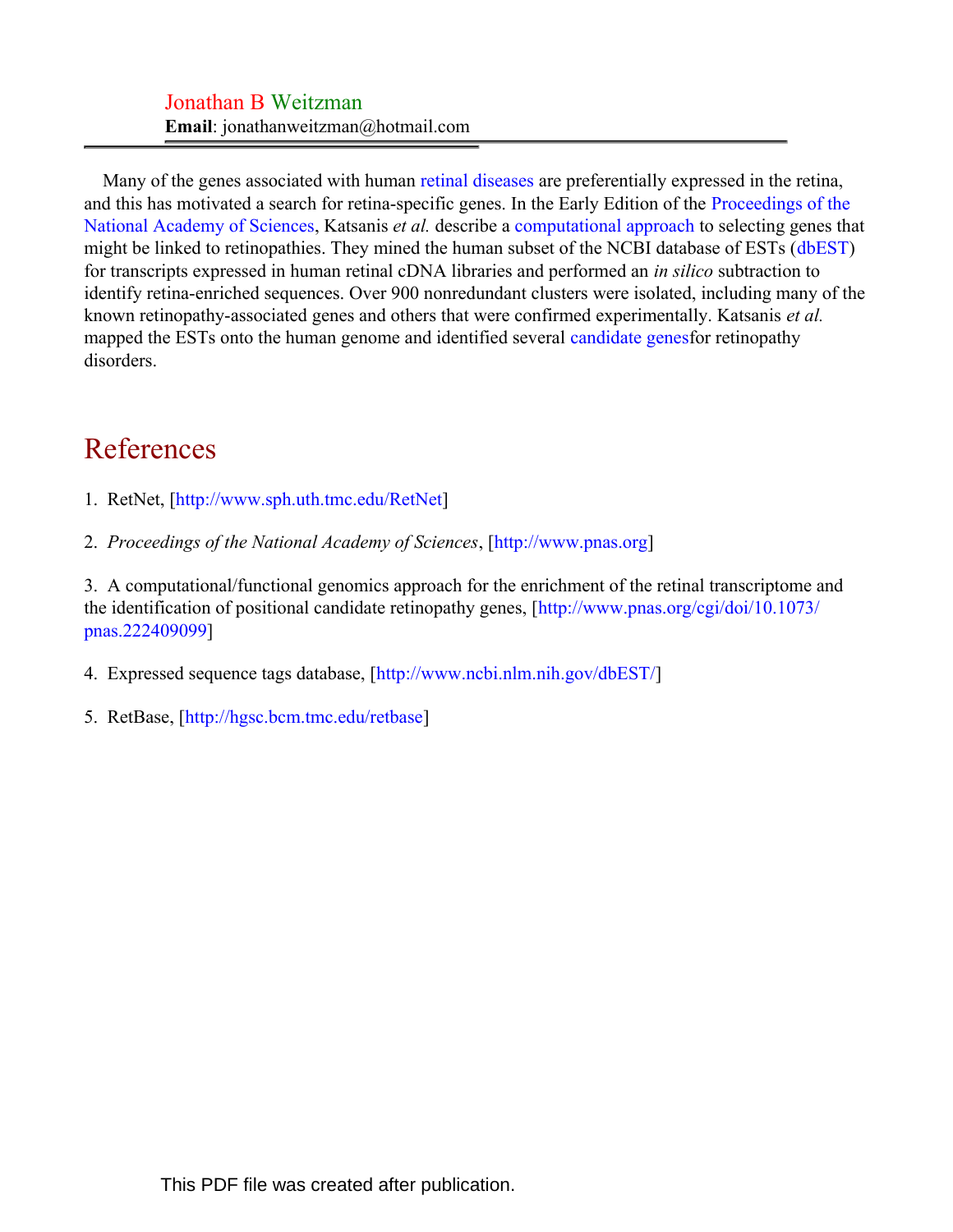Jonathan B Weitzman
**Email**: jonathanweitzman@hotmail.com

Many of the genes associated with human retinal diseases are preferentially expressed in the retina, and this has motivated a search for retina-specific genes. In the Early Edition of the Proceedings of the National Academy of Sciences, Katsanis *et al.* describe a computational approach to selecting genes that might be linked to retinopathies. They mined the human subset of the NCBI database of ESTs (dbEST) for transcripts expressed in human retinal cDNA libraries and performed an *in silico* subtraction to identify retina-enriched sequences. Over 900 nonredundant clusters were isolated, including many of the known retinopathy-associated genes and others that were confirmed experimentally. Katsanis *et al.* mapped the ESTs onto the human genome and identified several candidate genesfor retinopathy disorders.

# References

1. RetNet, [http://www.sph.uth.tmc.edu/RetNet]

2. *Proceedings of the National Academy of Sciences*, [http://www.pnas.org]

3. A computational/functional genomics approach for the enrichment of the retinal transcriptome and the identification of positional candidate retinopathy genes, [http://www.pnas.org/cgi/doi/10.1073/pnas.222409099]

4. Expressed sequence tags database, [http://www.ncbi.nlm.nih.gov/dbEST/]

5. RetBase, [http://hgsc.bcm.tmc.edu/retbase]

This PDF file was created after publication.